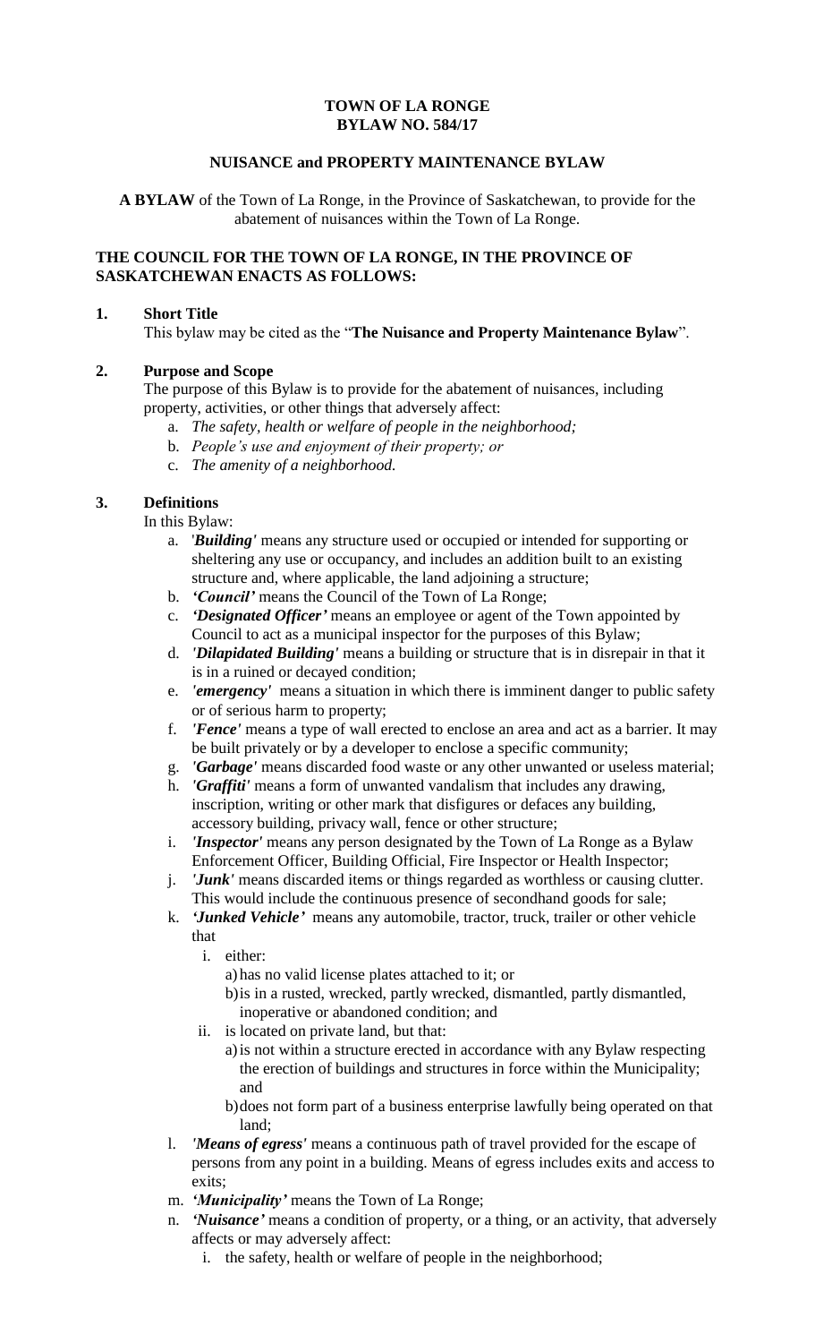**TOWN OF LA RONGE**
**BYLAW NO. 584/17**

**NUISANCE and PROPERTY MAINTENANCE BYLAW**

**A BYLAW** of the Town of La Ronge, in the Province of Saskatchewan, to provide for the abatement of nuisances within the Town of La Ronge.

**THE COUNCIL FOR THE TOWN OF LA RONGE, IN THE PROVINCE OF SASKATCHEWAN ENACTS AS FOLLOWS:**

## 1. Short Title

This bylaw may be cited as the "**The Nuisance and Property Maintenance Bylaw**".

## 2. Purpose and Scope

The purpose of this Bylaw is to provide for the abatement of nuisances, including property, activities, or other things that adversely affect:

a. *The safety, health or welfare of people in the neighborhood;*
b. *People's use and enjoyment of their property; or*
c. *The amenity of a neighborhood.*

## 3. Definitions

In this Bylaw:

a. '***Building'*** means any structure used or occupied or intended for supporting or sheltering any use or occupancy, and includes an addition built to an existing structure and, where applicable, the land adjoining a structure;
b. ***'Council'*** means the Council of the Town of La Ronge;
c. ***'Designated Officer'*** means an employee or agent of the Town appointed by Council to act as a municipal inspector for the purposes of this Bylaw;
d. ***'Dilapidated Building'*** means a building or structure that is in disrepair in that it is in a ruined or decayed condition;
e. ***'emergency'*** means a situation in which there is imminent danger to public safety or of serious harm to property;
f. ***'Fence'*** means a type of wall erected to enclose an area and act as a barrier. It may be built privately or by a developer to enclose a specific community;
g. ***'Garbage'*** means discarded food waste or any other unwanted or useless material;
h. ***'Graffiti'*** means a form of unwanted vandalism that includes any drawing, inscription, writing or other mark that disfigures or defaces any building, accessory building, privacy wall, fence or other structure;
i. ***'Inspector'*** means any person designated by the Town of La Ronge as a Bylaw Enforcement Officer, Building Official, Fire Inspector or Health Inspector;
j. ***'Junk'*** means discarded items or things regarded as worthless or causing clutter. This would include the continuous presence of secondhand goods for sale;
k. ***'Junked Vehicle'*** means any automobile, tractor, truck, trailer or other vehicle that
   i. either:
      a) has no valid license plates attached to it; or
      b) is in a rusted, wrecked, partly wrecked, dismantled, partly dismantled, inoperative or abandoned condition; and
   ii. is located on private land, but that:
      a) is not within a structure erected in accordance with any Bylaw respecting the erection of buildings and structures in force within the Municipality; and
      b) does not form part of a business enterprise lawfully being operated on that land;
l. ***'Means of egress'*** means a continuous path of travel provided for the escape of persons from any point in a building. Means of egress includes exits and access to exits;
m. ***'Municipality'*** means the Town of La Ronge;
n. ***'Nuisance'*** means a condition of property, or a thing, or an activity, that adversely affects or may adversely affect:
   i. the safety, health or welfare of people in the neighborhood;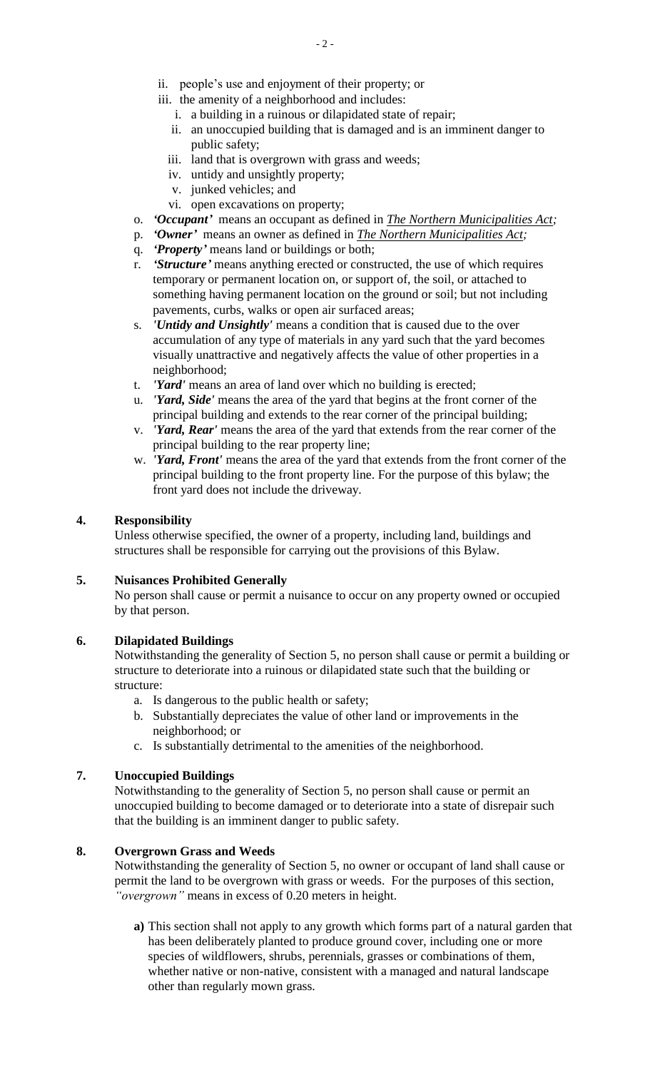ii. people's use and enjoyment of their property; or
   iii. the amenity of a neighborhood and includes:
      i. a building in a ruinous or dilapidated state of repair;
      ii. an unoccupied building that is damaged and is an imminent danger to public safety;
      iii. land that is overgrown with grass and weeds;
      iv. untidy and unsightly property;
      v. junked vehicles; and
      vi. open excavations on property;

o. ***'Occupant'*** means an occupant as defined in ***The Northern Municipalities Act;***
p. ***'Owner'*** means an owner as defined in ***The Northern Municipalities Act;***
q. ***'Property'*** means land or buildings or both;
r. ***'Structure'*** means anything erected or constructed, the use of which requires temporary or permanent location on, or support of, the soil, or attached to something having permanent location on the ground or soil; but not including pavements, curbs, walks or open air surfaced areas;
s. ***'Untidy and Unsightly'*** means a condition that is caused due to the over accumulation of any type of materials in any yard such that the yard becomes visually unattractive and negatively affects the value of other properties in a neighborhood;
t. ***'Yard'*** means an area of land over which no building is erected;
u. ***'Yard, Side'*** means the area of the yard that begins at the front corner of the principal building and extends to the rear corner of the principal building;
v. ***'Yard, Rear'*** means the area of the yard that extends from the rear corner of the principal building to the rear property line;
w. ***'Yard, Front'*** means the area of the yard that extends from the front corner of the principal building to the front property line. For the purpose of this bylaw; the front yard does not include the driveway.

## 4. Responsibility

Unless otherwise specified, the owner of a property, including land, buildings and structures shall be responsible for carrying out the provisions of this Bylaw.

## 5. Nuisances Prohibited Generally

No person shall cause or permit a nuisance to occur on any property owned or occupied by that person.

## 6. Dilapidated Buildings

Notwithstanding the generality of Section 5, no person shall cause or permit a building or structure to deteriorate into a ruinous or dilapidated state such that the building or structure:

a. Is dangerous to the public health or safety;
b. Substantially depreciates the value of other land or improvements in the neighborhood; or
c. Is substantially detrimental to the amenities of the neighborhood.

## 7. Unoccupied Buildings

Notwithstanding to the generality of Section 5, no person shall cause or permit an unoccupied building to become damaged or to deteriorate into a state of disrepair such that the building is an imminent danger to public safety.

## 8. Overgrown Grass and Weeds

Notwithstanding the generality of Section 5, no owner or occupant of land shall cause or permit the land to be overgrown with grass or weeds. For the purposes of this section, *"overgrown"* means in excess of 0.20 meters in height.

**a)** This section shall not apply to any growth which forms part of a natural garden that has been deliberately planted to produce ground cover, including one or more species of wildflowers, shrubs, perennials, grasses or combinations of them, whether native or non-native, consistent with a managed and natural landscape other than regularly mown grass.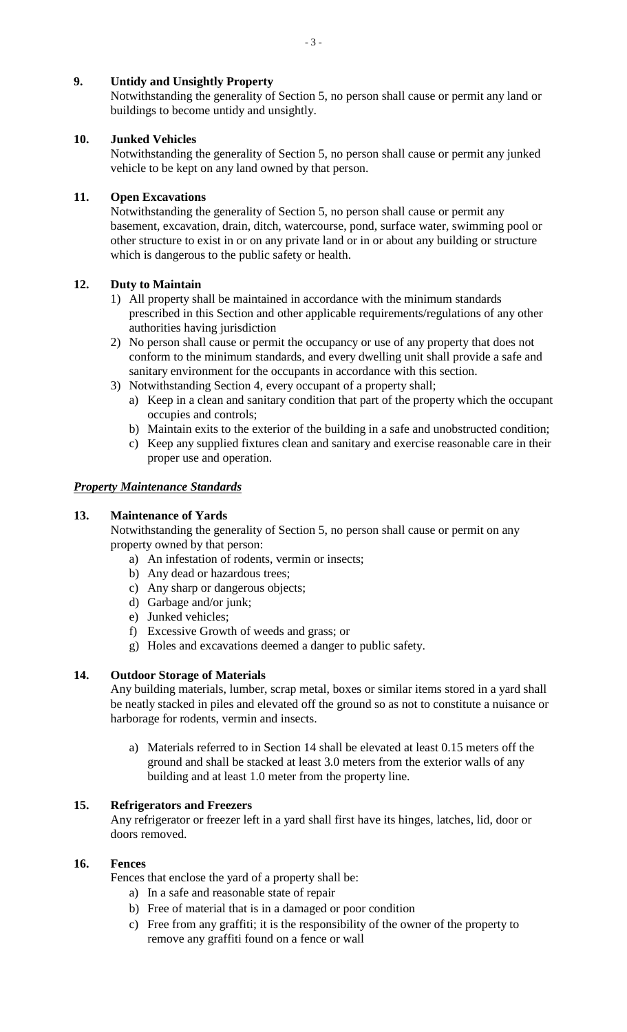**9. Untidy and Unsightly Property**

Notwithstanding the generality of Section 5, no person shall cause or permit any land or buildings to become untidy and unsightly.

**10. Junked Vehicles**

Notwithstanding the generality of Section 5, no person shall cause or permit any junked vehicle to be kept on any land owned by that person.

**11. Open Excavations**

Notwithstanding the generality of Section 5, no person shall cause or permit any basement, excavation, drain, ditch, watercourse, pond, surface water, swimming pool or other structure to exist in or on any private land or in or about any building or structure which is dangerous to the public safety or health.

**12. Duty to Maintain**

1) All property shall be maintained in accordance with the minimum standards prescribed in this Section and other applicable requirements/regulations of any other authorities having jurisdiction
2) No person shall cause or permit the occupancy or use of any property that does not conform to the minimum standards, and every dwelling unit shall provide a safe and sanitary environment for the occupants in accordance with this section.
3) Notwithstanding Section 4, every occupant of a property shall;
   a) Keep in a clean and sanitary condition that part of the property which the occupant occupies and controls;
   b) Maintain exits to the exterior of the building in a safe and unobstructed condition;
   c) Keep any supplied fixtures clean and sanitary and exercise reasonable care in their proper use and operation.

***Property Maintenance Standards***

**13. Maintenance of Yards**

Notwithstanding the generality of Section 5, no person shall cause or permit on any property owned by that person:

a) An infestation of rodents, vermin or insects;
b) Any dead or hazardous trees;
c) Any sharp or dangerous objects;
d) Garbage and/or junk;
e) Junked vehicles;
f) Excessive Growth of weeds and grass; or
g) Holes and excavations deemed a danger to public safety.

**14. Outdoor Storage of Materials**

Any building materials, lumber, scrap metal, boxes or similar items stored in a yard shall be neatly stacked in piles and elevated off the ground so as not to constitute a nuisance or harborage for rodents, vermin and insects.

a) Materials referred to in Section 14 shall be elevated at least 0.15 meters off the ground and shall be stacked at least 3.0 meters from the exterior walls of any building and at least 1.0 meter from the property line.

**15. Refrigerators and Freezers**

Any refrigerator or freezer left in a yard shall first have its hinges, latches, lid, door or doors removed.

**16. Fences**

Fences that enclose the yard of a property shall be:

a) In a safe and reasonable state of repair
b) Free of material that is in a damaged or poor condition
c) Free from any graffiti; it is the responsibility of the owner of the property to remove any graffiti found on a fence or wall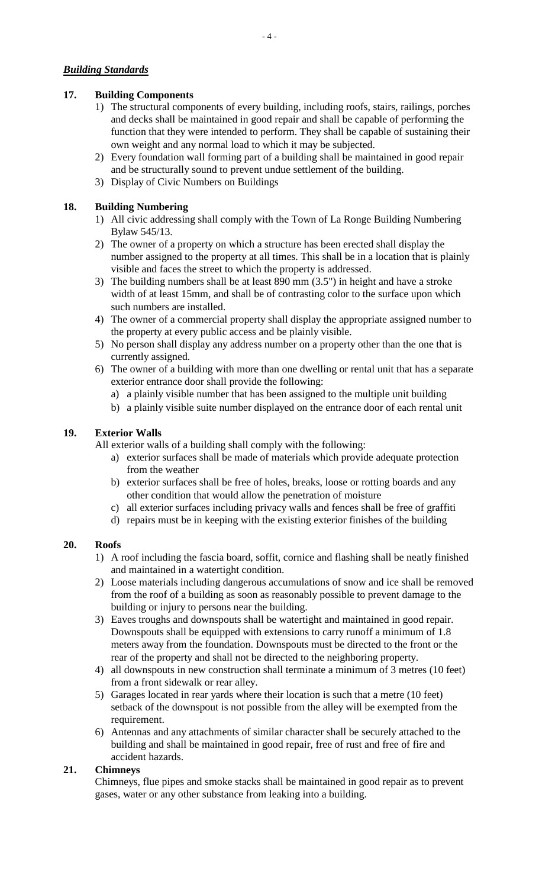***Building Standards***

**17. Building Components**

1) The structural components of every building, including roofs, stairs, railings, porches and decks shall be maintained in good repair and shall be capable of performing the function that they were intended to perform. They shall be capable of sustaining their own weight and any normal load to which it may be subjected.
2) Every foundation wall forming part of a building shall be maintained in good repair and be structurally sound to prevent undue settlement of the building.
3) Display of Civic Numbers on Buildings

**18. Building Numbering**

1) All civic addressing shall comply with the Town of La Ronge Building Numbering Bylaw 545/13.
2) The owner of a property on which a structure has been erected shall display the number assigned to the property at all times. This shall be in a location that is plainly visible and faces the street to which the property is addressed.
3) The building numbers shall be at least 890 mm (3.5") in height and have a stroke width of at least 15mm, and shall be of contrasting color to the surface upon which such numbers are installed.
4) The owner of a commercial property shall display the appropriate assigned number to the property at every public access and be plainly visible.
5) No person shall display any address number on a property other than the one that is currently assigned.
6) The owner of a building with more than one dwelling or rental unit that has a separate exterior entrance door shall provide the following:
   a) a plainly visible number that has been assigned to the multiple unit building
   b) a plainly visible suite number displayed on the entrance door of each rental unit

**19. Exterior Walls**

All exterior walls of a building shall comply with the following:

a) exterior surfaces shall be made of materials which provide adequate protection from the weather
b) exterior surfaces shall be free of holes, breaks, loose or rotting boards and any other condition that would allow the penetration of moisture
c) all exterior surfaces including privacy walls and fences shall be free of graffiti
d) repairs must be in keeping with the existing exterior finishes of the building

**20. Roofs**

1) A roof including the fascia board, soffit, cornice and flashing shall be neatly finished and maintained in a watertight condition.
2) Loose materials including dangerous accumulations of snow and ice shall be removed from the roof of a building as soon as reasonably possible to prevent damage to the building or injury to persons near the building.
3) Eaves troughs and downspouts shall be watertight and maintained in good repair. Downspouts shall be equipped with extensions to carry runoff a minimum of 1.8 meters away from the foundation. Downspouts must be directed to the front or the rear of the property and shall not be directed to the neighboring property.
4) all downspouts in new construction shall terminate a minimum of 3 metres (10 feet) from a front sidewalk or rear alley.
5) Garages located in rear yards where their location is such that a metre (10 feet) setback of the downspout is not possible from the alley will be exempted from the requirement.
6) Antennas and any attachments of similar character shall be securely attached to the building and shall be maintained in good repair, free of rust and free of fire and accident hazards.

**21. Chimneys**

Chimneys, flue pipes and smoke stacks shall be maintained in good repair as to prevent gases, water or any other substance from leaking into a building.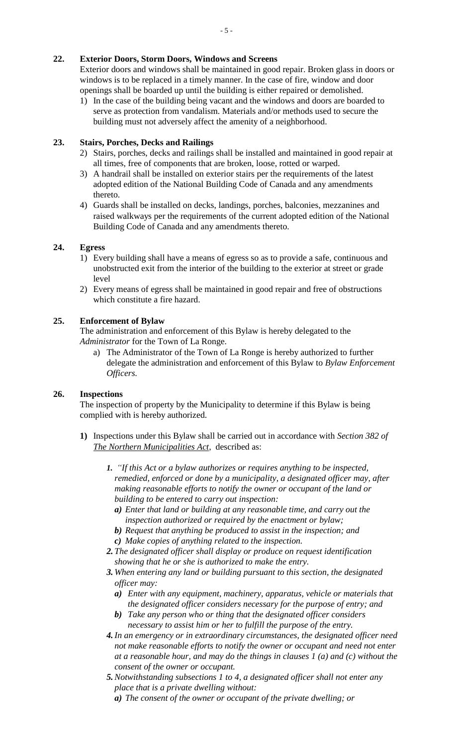**22. Exterior Doors, Storm Doors, Windows and Screens**

Exterior doors and windows shall be maintained in good repair. Broken glass in doors or windows is to be replaced in a timely manner. In the case of fire, window and door openings shall be boarded up until the building is either repaired or demolished.

1) In the case of the building being vacant and the windows and doors are boarded to serve as protection from vandalism. Materials and/or methods used to secure the building must not adversely affect the amenity of a neighborhood.

**23. Stairs, Porches, Decks and Railings**

2) Stairs, porches, decks and railings shall be installed and maintained in good repair at all times, free of components that are broken, loose, rotted or warped.
3) A handrail shall be installed on exterior stairs per the requirements of the latest adopted edition of the National Building Code of Canada and any amendments thereto.
4) Guards shall be installed on decks, landings, porches, balconies, mezzanines and raised walkways per the requirements of the current adopted edition of the National Building Code of Canada and any amendments thereto.

**24. Egress**

1) Every building shall have a means of egress so as to provide a safe, continuous and unobstructed exit from the interior of the building to the exterior at street or grade level
2) Every means of egress shall be maintained in good repair and free of obstructions which constitute a fire hazard.

**25. Enforcement of Bylaw**

The administration and enforcement of this Bylaw is hereby delegated to the *Administrator* for the Town of La Ronge.

a) The Administrator of the Town of La Ronge is hereby authorized to further delegate the administration and enforcement of this Bylaw to *Bylaw Enforcement Officers.*

**26. Inspections**

The inspection of property by the Municipality to determine if this Bylaw is being complied with is hereby authorized.

**1)** Inspections under this Bylaw shall be carried out in accordance with *Section 382 of* ***The Northern Municipalities Act***, described as:

***1.*** *"If this Act or a bylaw authorizes or requires anything to be inspected, remedied, enforced or done by a municipality, a designated officer may, after making reasonable efforts to notify the owner or occupant of the land or building to be entered to carry out inspection:*

***a)*** *Enter that land or building at any reasonable time, and carry out the inspection authorized or required by the enactment or bylaw;*
***b)*** *Request that anything be produced to assist in the inspection; and*
***c)*** *Make copies of anything related to the inspection.*

***2.*** *The designated officer shall display or produce on request identification showing that he or she is authorized to make the entry.*

***3.*** *When entering any land or building pursuant to this section, the designated officer may:*

***a)*** *Enter with any equipment, machinery, apparatus, vehicle or materials that the designated officer considers necessary for the purpose of entry; and*
***b)*** *Take any person who or thing that the designated officer considers necessary to assist him or her to fulfill the purpose of the entry.*

***4.*** *In an emergency or in extraordinary circumstances, the designated officer need not make reasonable efforts to notify the owner or occupant and need not enter at a reasonable hour, and may do the things in clauses 1 (a) and (c) without the consent of the owner or occupant.*

***5.*** *Notwithstanding subsections 1 to 4, a designated officer shall not enter any place that is a private dwelling without:*

***a)*** *The consent of the owner or occupant of the private dwelling; or*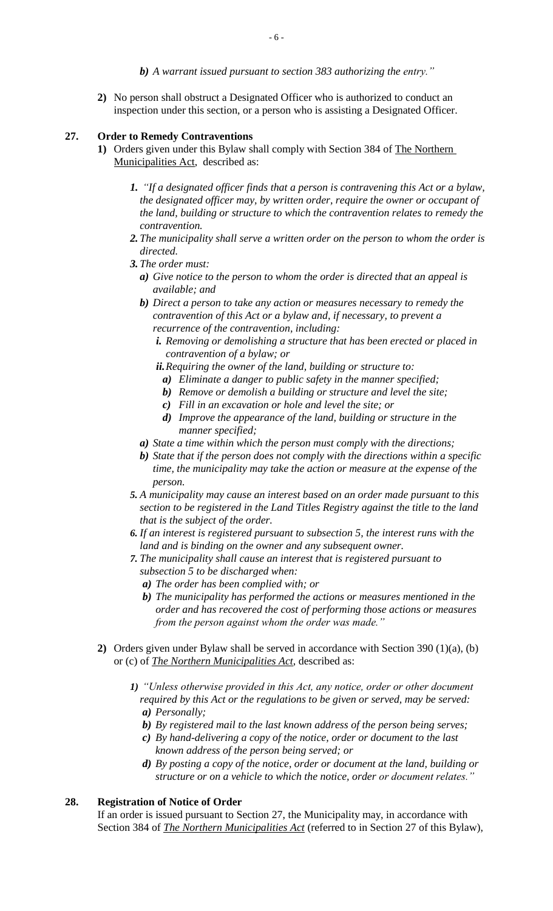*b) A warrant issued pursuant to section 383 authorizing the entry."*

**2)** No person shall obstruct a Designated Officer who is authorized to conduct an inspection under this section, or a person who is assisting a Designated Officer.

**27. Order to Remedy Contraventions**

**1)** Orders given under this Bylaw shall comply with Section 384 of The Northern Municipalities Act, described as:

*1. "If a designated officer finds that a person is contravening this Act or a bylaw, the designated officer may, by written order, require the owner or occupant of the land, building or structure to which the contravention relates to remedy the contravention.*

*2. The municipality shall serve a written order on the person to whom the order is directed.*

*3. The order must:*

- *a) Give notice to the person to whom the order is directed that an appeal is available; and*
- *b) Direct a person to take any action or measures necessary to remedy the contravention of this Act or a bylaw and, if necessary, to prevent a recurrence of the contravention, including:*
  - *i. Removing or demolishing a structure that has been erected or placed in contravention of a bylaw; or*
  - *ii. Requiring the owner of the land, building or structure to:*
    - *a) Eliminate a danger to public safety in the manner specified;*
    - *b) Remove or demolish a building or structure and level the site;*
    - *c) Fill in an excavation or hole and level the site; or*
    - *d) Improve the appearance of the land, building or structure in the manner specified;*
- *a) State a time within which the person must comply with the directions;*
- *b) State that if the person does not comply with the directions within a specific time, the municipality may take the action or measure at the expense of the person.*

*5. A municipality may cause an interest based on an order made pursuant to this section to be registered in the Land Titles Registry against the title to the land that is the subject of the order.*

*6. If an interest is registered pursuant to subsection 5, the interest runs with the land and is binding on the owner and any subsequent owner.*

*7. The municipality shall cause an interest that is registered pursuant to subsection 5 to be discharged when:*

- *a) The order has been complied with; or*
- *b) The municipality has performed the actions or measures mentioned in the order and has recovered the cost of performing those actions or measures from the person against whom the order was made."*

**2)** Orders given under Bylaw shall be served in accordance with Section 390 (1)(a), (b) or (c) of ***The Northern Municipalities Act***, described as:

*1) "Unless otherwise provided in this Act, any notice, order or other document required by this Act or the regulations to be given or served, may be served:*

- *a) Personally;*
- *b) By registered mail to the last known address of the person being serves;*
- *c) By hand-delivering a copy of the notice, order or document to the last known address of the person being served; or*
- *d) By posting a copy of the notice, order or document at the land, building or structure or on a vehicle to which the notice, order or document relates."*

**28. Registration of Notice of Order**

If an order is issued pursuant to Section 27, the Municipality may, in accordance with Section 384 of ***The Northern Municipalities Act*** (referred to in Section 27 of this Bylaw),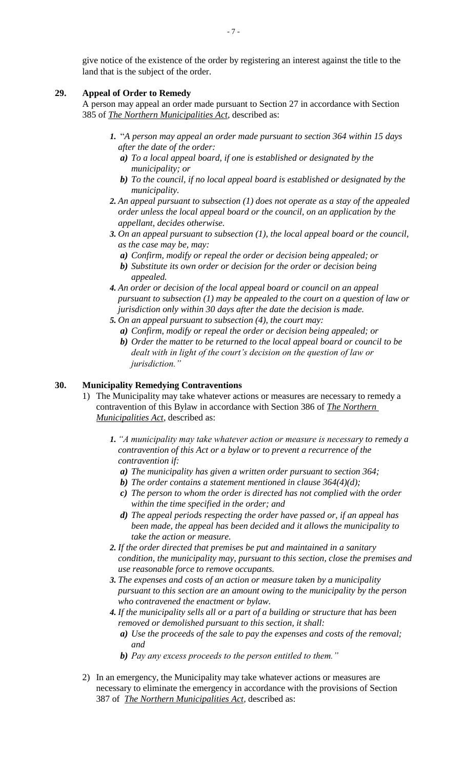give notice of the existence of the order by registering an interest against the title to the land that is the subject of the order.

### 29. Appeal of Order to Remedy

A person may appeal an order made pursuant to Section 27 in accordance with Section 385 of ***The Northern Municipalities Act***, described as:

1. *"A person may appeal an order made pursuant to section 364 within 15 days after the date of the order:*
   - ***a)*** *To a local appeal board, if one is established or designated by the municipality; or*
   - ***b)*** *To the council, if no local appeal board is established or designated by the municipality.*
2. *An appeal pursuant to subsection (1) does not operate as a stay of the appealed order unless the local appeal board or the council, on an application by the appellant, decides otherwise.*
3. *On an appeal pursuant to subsection (1), the local appeal board or the council, as the case may be, may:*
   - ***a)*** *Confirm, modify or repeal the order or decision being appealed; or*
   - ***b)*** *Substitute its own order or decision for the order or decision being appealed.*
4. *An order or decision of the local appeal board or council on an appeal pursuant to subsection (1) may be appealed to the court on a question of law or jurisdiction only within 30 days after the date the decision is made.*
5. *On an appeal pursuant to subsection (4), the court may:*
   - ***a)*** *Confirm, modify or repeal the order or decision being appealed; or*
   - ***b)*** *Order the matter to be returned to the local appeal board or council to be dealt with in light of the court's decision on the question of law or jurisdiction."*

### 30. Municipality Remedying Contraventions

1) The Municipality may take whatever actions or measures are necessary to remedy a contravention of this Bylaw in accordance with Section 386 of ***The Northern Municipalities Act***, described as:

   1. *"A municipality may take whatever action or measure is necessary to remedy a contravention of this Act or a bylaw or to prevent a recurrence of the contravention if:*
      - ***a)*** *The municipality has given a written order pursuant to section 364;*
      - ***b)*** *The order contains a statement mentioned in clause 364(4)(d);*
      - ***c)*** *The person to whom the order is directed has not complied with the order within the time specified in the order; and*
      - ***d)*** *The appeal periods respecting the order have passed or, if an appeal has been made, the appeal has been decided and it allows the municipality to take the action or measure.*
   2. *If the order directed that premises be put and maintained in a sanitary condition, the municipality may, pursuant to this section, close the premises and use reasonable force to remove occupants.*
   3. *The expenses and costs of an action or measure taken by a municipality pursuant to this section are an amount owing to the municipality by the person who contravened the enactment or bylaw.*
   4. *If the municipality sells all or a part of a building or structure that has been removed or demolished pursuant to this section, it shall:*
      - ***a)*** *Use the proceeds of the sale to pay the expenses and costs of the removal; and*
      - ***b)*** *Pay any excess proceeds to the person entitled to them."*

2) In an emergency, the Municipality may take whatever actions or measures are necessary to eliminate the emergency in accordance with the provisions of Section 387 of ***The Northern Municipalities Act***, described as: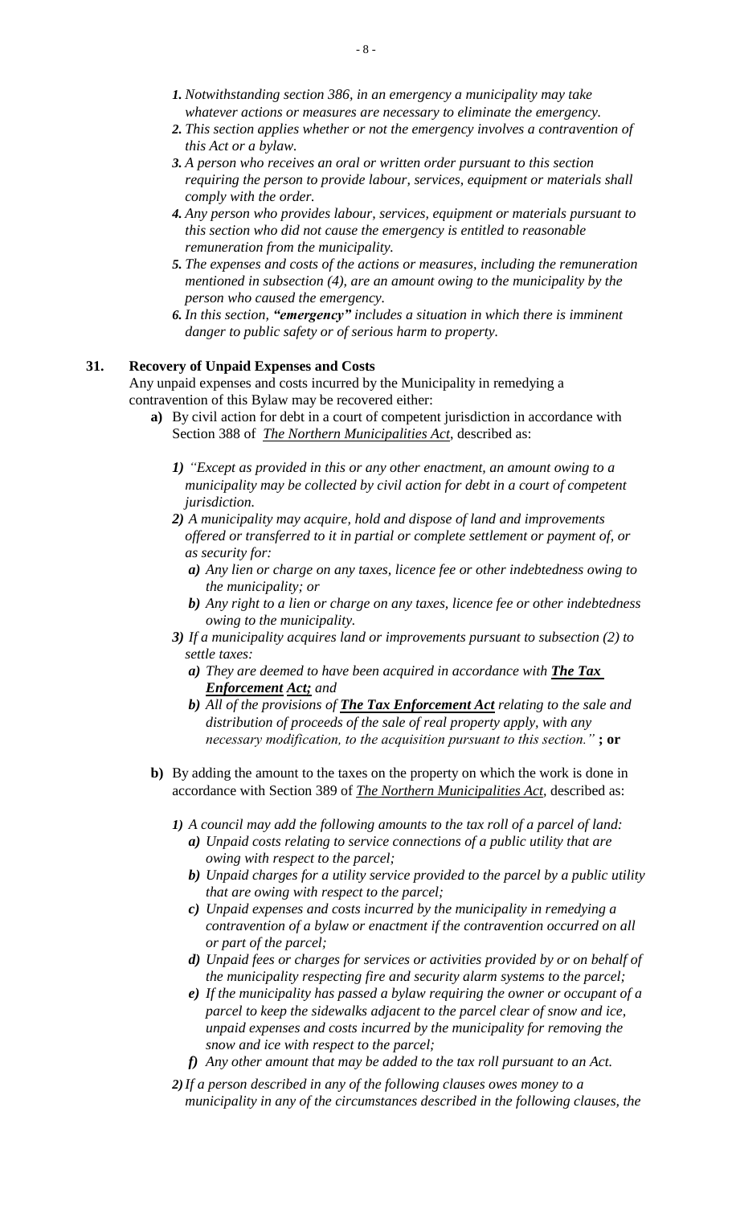1. *Notwithstanding section 386, in an emergency a municipality may take whatever actions or measures are necessary to eliminate the emergency.*
2. *This section applies whether or not the emergency involves a contravention of this Act or a bylaw.*
3. *A person who receives an oral or written order pursuant to this section requiring the person to provide labour, services, equipment or materials shall comply with the order.*
4. *Any person who provides labour, services, equipment or materials pursuant to this section who did not cause the emergency is entitled to reasonable remuneration from the municipality.*
5. *The expenses and costs of the actions or measures, including the remuneration mentioned in subsection (4), are an amount owing to the municipality by the person who caused the emergency.*
6. *In this section, **"emergency"** includes a situation in which there is imminent danger to public safety or of serious harm to property.*

**31. Recovery of Unpaid Expenses and Costs**

Any unpaid expenses and costs incurred by the Municipality in remedying a contravention of this Bylaw may be recovered either:

- **a)** By civil action for debt in a court of competent jurisdiction in accordance with Section 388 of *The Northern Municipalities Act*, described as:

  1) *"Except as provided in this or any other enactment, an amount owing to a municipality may be collected by civil action for debt in a court of competent jurisdiction.*
  2) *A municipality may acquire, hold and dispose of land and improvements offered or transferred to it in partial or complete settlement or payment of, or as security for:*
     - *a) Any lien or charge on any taxes, licence fee or other indebtedness owing to the municipality; or*
     - *b) Any right to a lien or charge on any taxes, licence fee or other indebtedness owing to the municipality.*
  3) *If a municipality acquires land or improvements pursuant to subsection (2) to settle taxes:*
     - *a) They are deemed to have been acquired in accordance with **The Tax Enforcement Act;** and*
     - *b) All of the provisions of **The Tax Enforcement Act** relating to the sale and distribution of proceeds of the sale of real property apply, with any necessary modification, to the acquisition pursuant to this section."* **; or**

- **b)** By adding the amount to the taxes on the property on which the work is done in accordance with Section 389 of *The Northern Municipalities Act*, described as:

  1) *A council may add the following amounts to the tax roll of a parcel of land:*
     - *a) Unpaid costs relating to service connections of a public utility that are owing with respect to the parcel;*
     - *b) Unpaid charges for a utility service provided to the parcel by a public utility that are owing with respect to the parcel;*
     - *c) Unpaid expenses and costs incurred by the municipality in remedying a contravention of a bylaw or enactment if the contravention occurred on all or part of the parcel;*
     - *d) Unpaid fees or charges for services or activities provided by or on behalf of the municipality respecting fire and security alarm systems to the parcel;*
     - *e) If the municipality has passed a bylaw requiring the owner or occupant of a parcel to keep the sidewalks adjacent to the parcel clear of snow and ice, unpaid expenses and costs incurred by the municipality for removing the snow and ice with respect to the parcel;*
     - *f) Any other amount that may be added to the tax roll pursuant to an Act.*
  2) *If a person described in any of the following clauses owes money to a municipality in any of the circumstances described in the following clauses, the*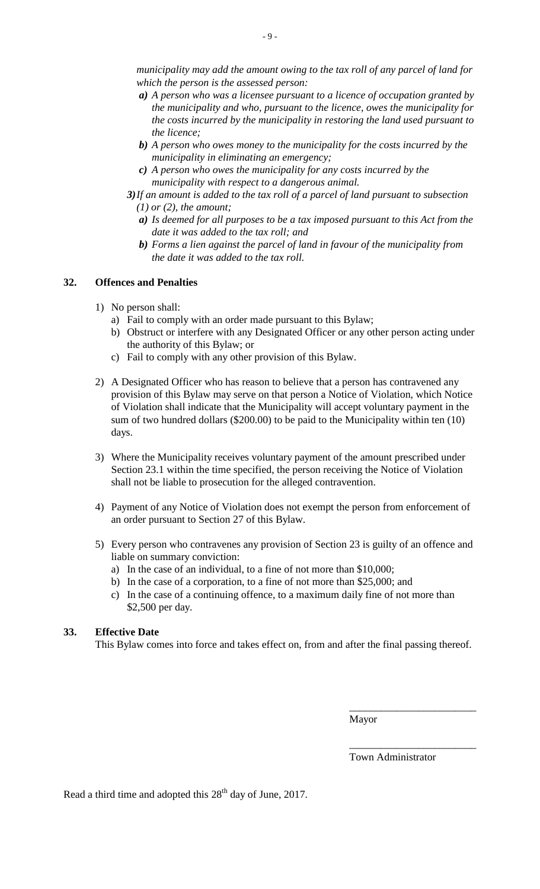*municipality may add the amount owing to the tax roll of any parcel of land for which the person is the assessed person:*

- ***a)*** *A person who was a licensee pursuant to a licence of occupation granted by the municipality and who, pursuant to the licence, owes the municipality for the costs incurred by the municipality in restoring the land used pursuant to the licence;*
- ***b)*** *A person who owes money to the municipality for the costs incurred by the municipality in eliminating an emergency;*
- ***c)*** *A person who owes the municipality for any costs incurred by the municipality with respect to a dangerous animal.*

***3)*** *If an amount is added to the tax roll of a parcel of land pursuant to subsection (1) or (2), the amount;*

- ***a)*** *Is deemed for all purposes to be a tax imposed pursuant to this Act from the date it was added to the tax roll; and*
- ***b)*** *Forms a lien against the parcel of land in favour of the municipality from the date it was added to the tax roll.*

## 32. Offences and Penalties

1) No person shall:
   a) Fail to comply with an order made pursuant to this Bylaw;
   b) Obstruct or interfere with any Designated Officer or any other person acting under the authority of this Bylaw; or
   c) Fail to comply with any other provision of this Bylaw.

2) A Designated Officer who has reason to believe that a person has contravened any provision of this Bylaw may serve on that person a Notice of Violation, which Notice of Violation shall indicate that the Municipality will accept voluntary payment in the sum of two hundred dollars ($200.00) to be paid to the Municipality within ten (10) days.

3) Where the Municipality receives voluntary payment of the amount prescribed under Section 23.1 within the time specified, the person receiving the Notice of Violation shall not be liable to prosecution for the alleged contravention.

4) Payment of any Notice of Violation does not exempt the person from enforcement of an order pursuant to Section 27 of this Bylaw.

5) Every person who contravenes any provision of Section 23 is guilty of an offence and liable on summary conviction:
   a) In the case of an individual, to a fine of not more than $10,000;
   b) In the case of a corporation, to a fine of not more than $25,000; and
   c) In the case of a continuing offence, to a maximum daily fine of not more than $2,500 per day.

## 33. Effective Date

This Bylaw comes into force and takes effect on, from and after the final passing thereof.

\_\_\_\_\_\_\_\_\_\_\_\_\_\_\_\_\_\_\_\_\_\_\_\_

Mayor

\_\_\_\_\_\_\_\_\_\_\_\_\_\_\_\_\_\_\_\_\_\_\_\_

Town Administrator

Read a third time and adopted this 28th day of June, 2017.